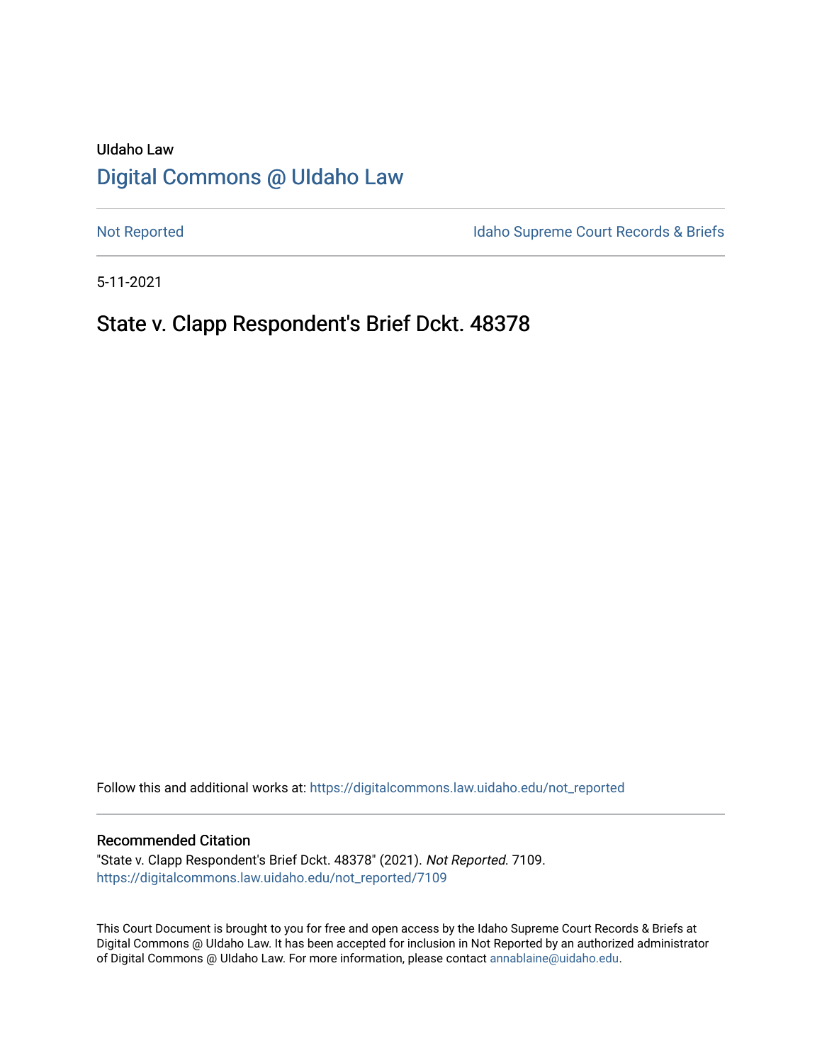UIdaho Law

# Digital Commons @ UIdaho Law

Not Reported

Idaho Supreme Court Records & Briefs

5-11-2021

## State v. Clapp Respondent's Brief Dckt. 48378

Follow this and additional works at: https://digitalcommons.law.uidaho.edu/not_reported

### Recommended Citation

"State v. Clapp Respondent's Brief Dckt. 48378" (2021). *Not Reported*. 7109.
https://digitalcommons.law.uidaho.edu/not_reported/7109

This Court Document is brought to you for free and open access by the Idaho Supreme Court Records & Briefs at Digital Commons @ UIdaho Law. It has been accepted for inclusion in Not Reported by an authorized administrator of Digital Commons @ UIdaho Law. For more information, please contact annablaine@uidaho.edu.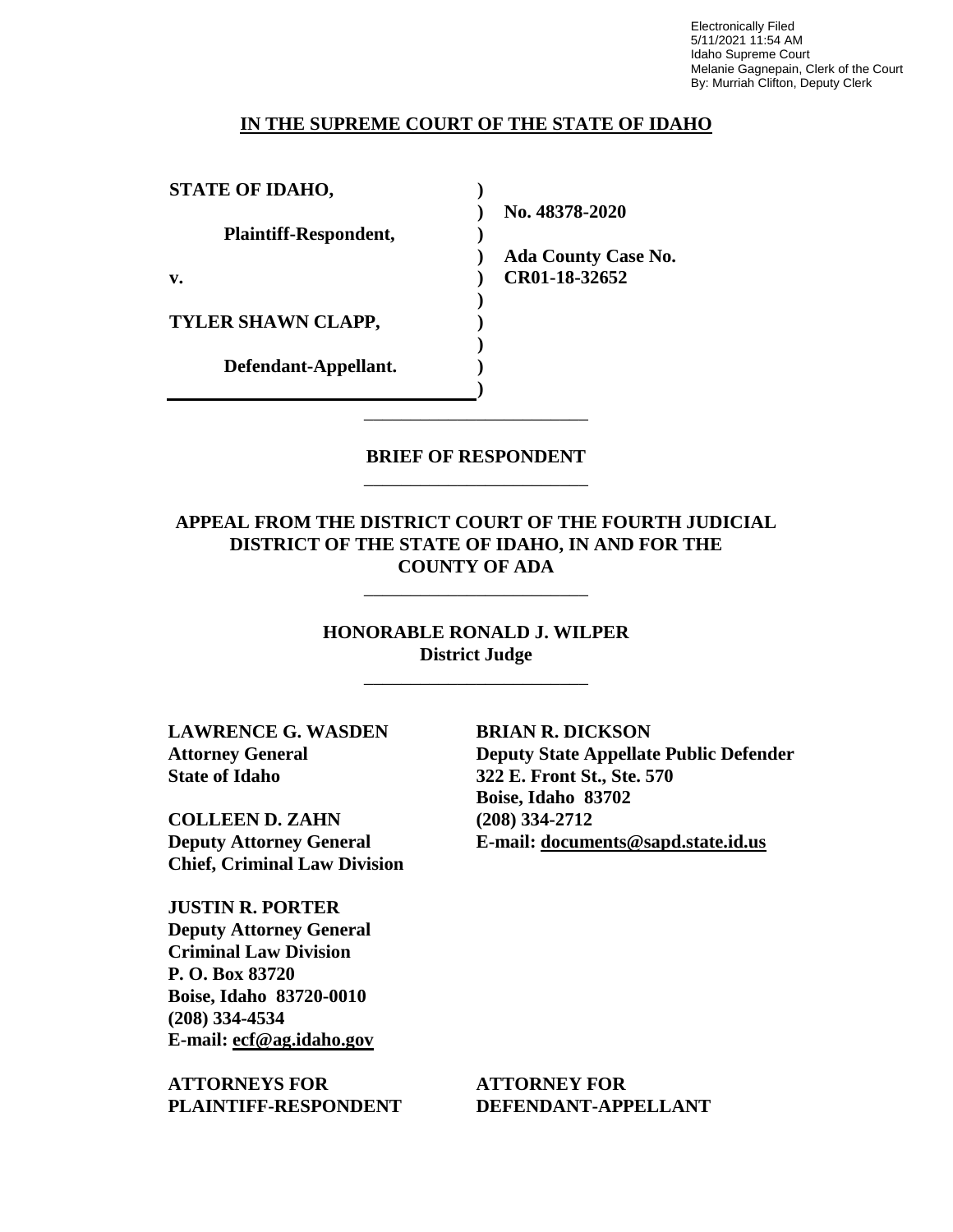Electronically Filed
5/11/2021 11:54 AM
Idaho Supreme Court
Melanie Gagnepain, Clerk of the Court
By: Murriah Clifton, Deputy Clerk

**IN THE SUPREME COURT OF THE STATE OF IDAHO**

| | | |
|---|---|---|
| **STATE OF IDAHO,** | **)** | |
| | **)** | **No. 48378-2020** |
| **Plaintiff-Respondent,** | **)** | |
| | **)** | **Ada County Case No.** |
| **v.** | **)** | **CR01-18-32652** |
| | **)** | |
| **TYLER SHAWN CLAPP,** | **)** | |
| | **)** | |
| **Defendant-Appellant.** | **)** | |
| | **)** | |

---

**BRIEF OF RESPONDENT**

---

**APPEAL FROM THE DISTRICT COURT OF THE FOURTH JUDICIAL DISTRICT OF THE STATE OF IDAHO, IN AND FOR THE COUNTY OF ADA**

---

**HONORABLE RONALD J. WILPER**
**District Judge**

---

**LAWRENCE G. WASDEN**
**Attorney General**
**State of Idaho**

**COLLEEN D. ZAHN**
**Deputy Attorney General**
**Chief, Criminal Law Division**

**JUSTIN R. PORTER**
**Deputy Attorney General**
**Criminal Law Division**
**P. O. Box 83720**
**Boise, Idaho 83720-0010**
**(208) 334-4534**
**E-mail: ecf@ag.idaho.gov**

**ATTORNEYS FOR**
**PLAINTIFF-RESPONDENT**

**BRIAN R. DICKSON**
**Deputy State Appellate Public Defender**
**322 E. Front St., Ste. 570**
**Boise, Idaho 83702**
**(208) 334-2712**
**E-mail: documents@sapd.state.id.us**

**ATTORNEY FOR**
**DEFENDANT-APPELLANT**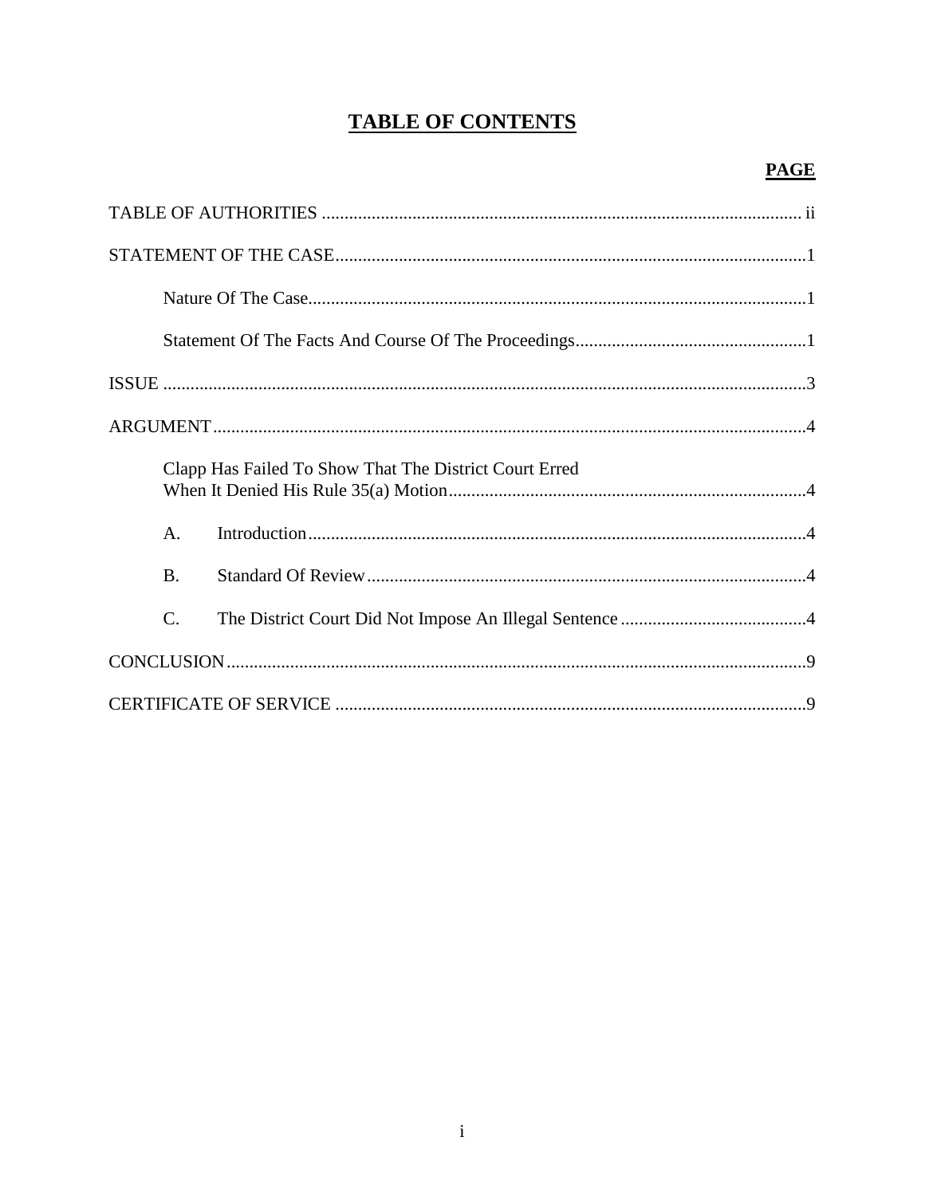# TABLE OF CONTENTS

**PAGE**

TABLE OF AUTHORITIES ........................................................................................................ ii

STATEMENT OF THE CASE ....................................................................................................1

Nature Of The Case ............................................................................................................1

Statement Of The Facts And Course Of The Proceedings ..................................................1

ISSUE ..........................................................................................................................................3

ARGUMENT ...............................................................................................................................4

Clapp Has Failed To Show That The District Court Erred When It Denied His Rule 35(a) Motion ..............................................................................4

A. Introduction ...........................................................................................................4

B. Standard Of Review ...............................................................................................4

C. The District Court Did Not Impose An Illegal Sentence .........................................4

CONCLUSION ............................................................................................................................9

CERTIFICATE OF SERVICE .....................................................................................................9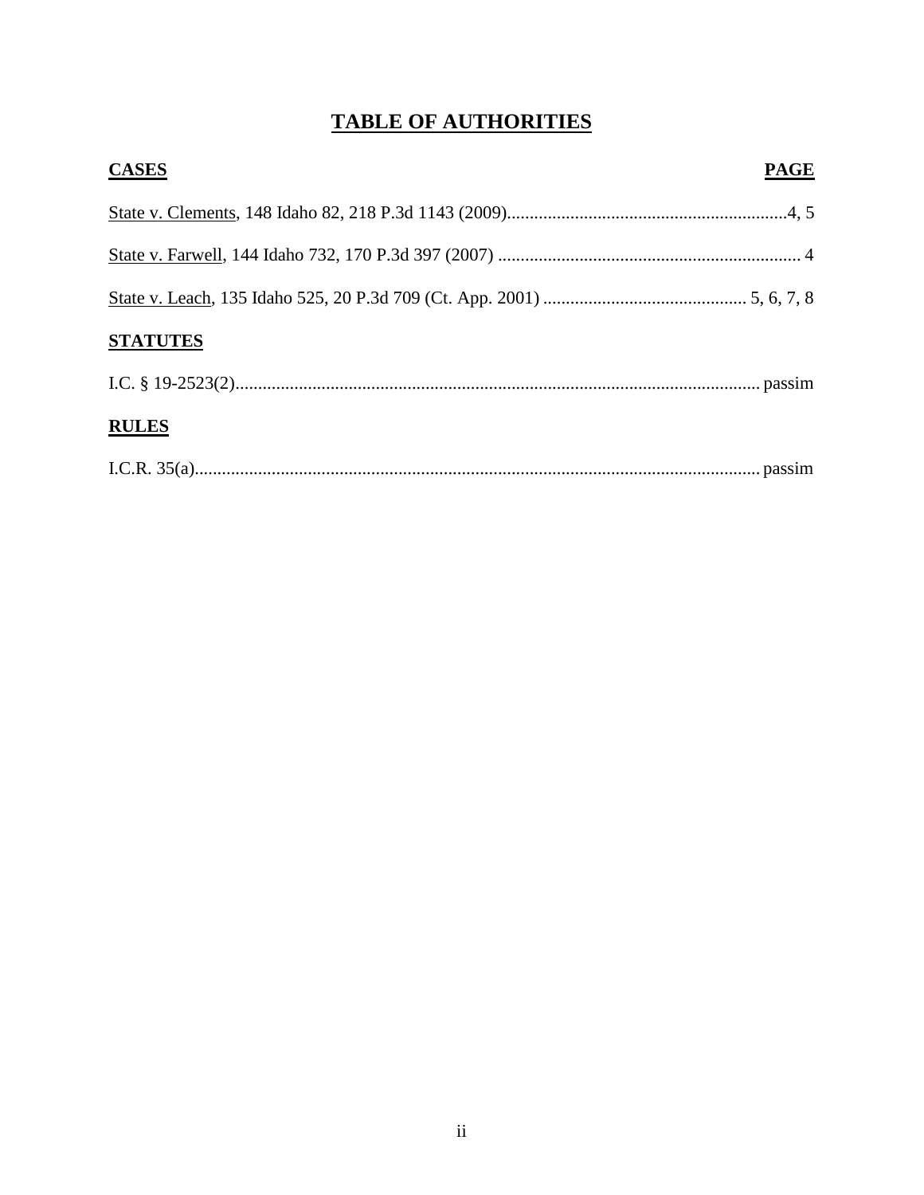# TABLE OF AUTHORITIES

**CASES** **PAGE**

State v. Clements, 148 Idaho 82, 218 P.3d 1143 (2009) ............ 4, 5

State v. Farwell, 144 Idaho 732, 170 P.3d 397 (2007) ............ 4

State v. Leach, 135 Idaho 525, 20 P.3d 709 (Ct. App. 2001) ............ 5, 6, 7, 8

**STATUTES**

I.C. § 19-2523(2) ............ passim

**RULES**

I.C.R. 35(a) ............ passim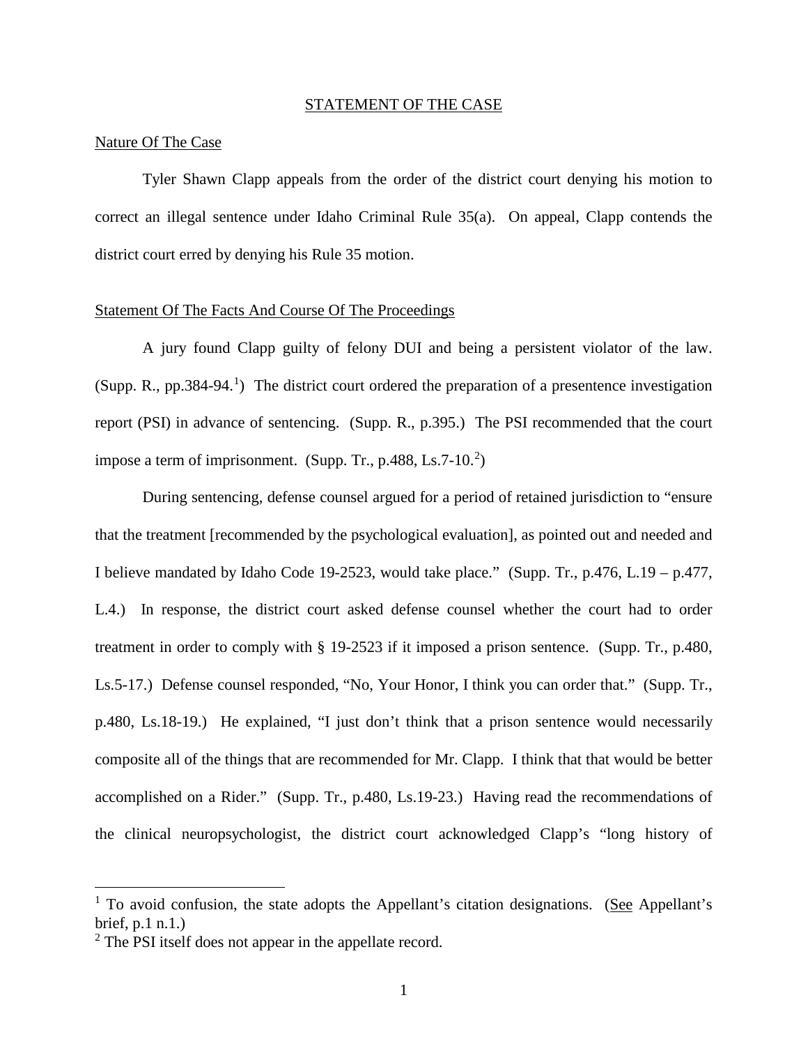## STATEMENT OF THE CASE

### Nature Of The Case

Tyler Shawn Clapp appeals from the order of the district court denying his motion to correct an illegal sentence under Idaho Criminal Rule 35(a). On appeal, Clapp contends the district court erred by denying his Rule 35 motion.

### Statement Of The Facts And Course Of The Proceedings

A jury found Clapp guilty of felony DUI and being a persistent violator of the law. (Supp. R., pp.384-94.[1]) The district court ordered the preparation of a presentence investigation report (PSI) in advance of sentencing. (Supp. R., p.395.) The PSI recommended that the court impose a term of imprisonment. (Supp. Tr., p.488, Ls.7-10.[2])

During sentencing, defense counsel argued for a period of retained jurisdiction to "ensure that the treatment [recommended by the psychological evaluation], as pointed out and needed and I believe mandated by Idaho Code 19-2523, would take place." (Supp. Tr., p.476, L.19 – p.477, L.4.) In response, the district court asked defense counsel whether the court had to order treatment in order to comply with § 19-2523 if it imposed a prison sentence. (Supp. Tr., p.480, Ls.5-17.) Defense counsel responded, "No, Your Honor, I think you can order that." (Supp. Tr., p.480, Ls.18-19.) He explained, "I just don't think that a prison sentence would necessarily composite all of the things that are recommended for Mr. Clapp. I think that that would be better accomplished on a Rider." (Supp. Tr., p.480, Ls.19-23.) Having read the recommendations of the clinical neuropsychologist, the district court acknowledged Clapp's "long history of

---

[1] To avoid confusion, the state adopts the Appellant's citation designations. (See Appellant's brief, p.1 n.1.)

[2] The PSI itself does not appear in the appellate record.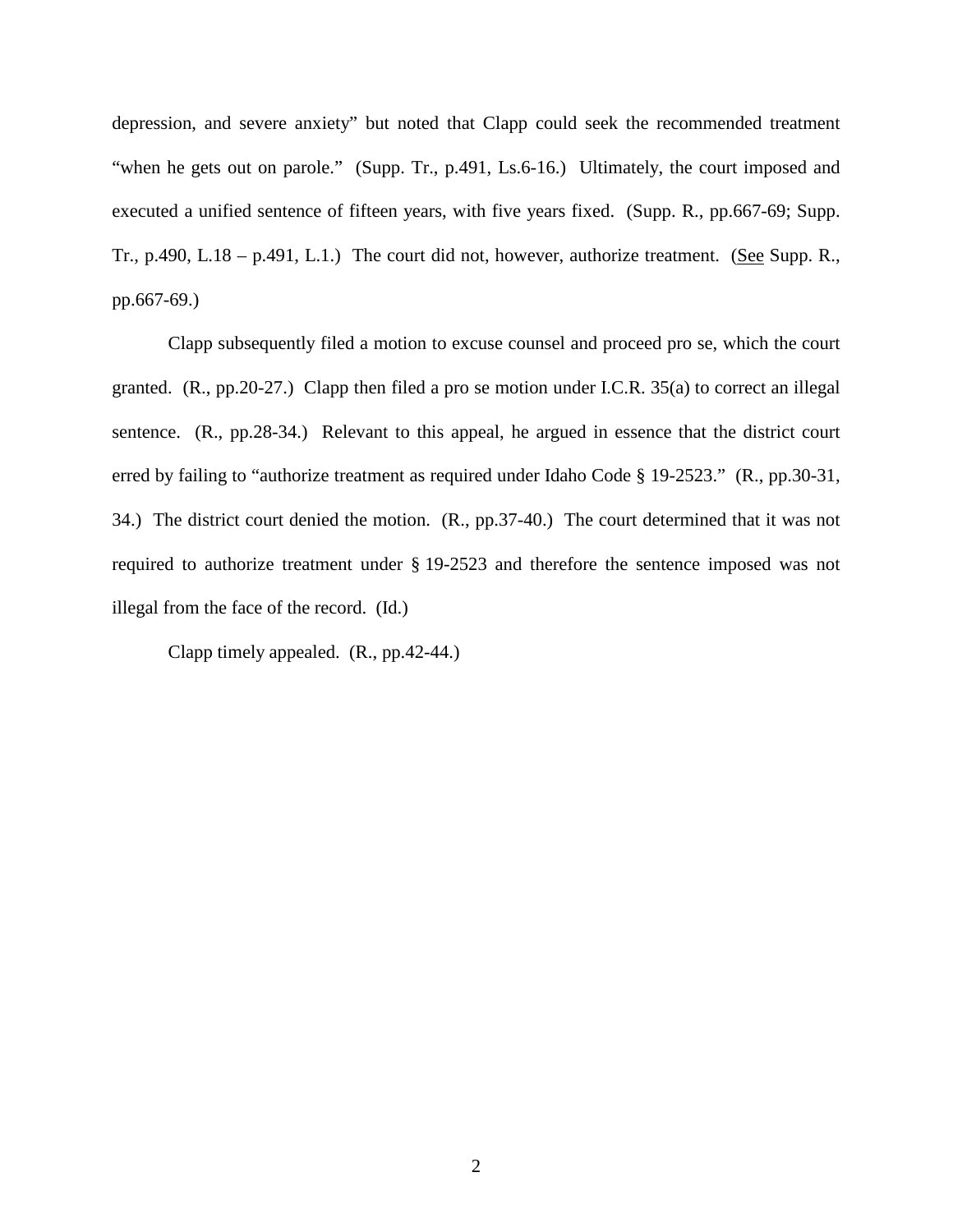depression, and severe anxiety" but noted that Clapp could seek the recommended treatment "when he gets out on parole." (Supp. Tr., p.491, Ls.6-16.) Ultimately, the court imposed and executed a unified sentence of fifteen years, with five years fixed. (Supp. R., pp.667-69; Supp. Tr., p.490, L.18 – p.491, L.1.) The court did not, however, authorize treatment. (See Supp. R., pp.667-69.)

Clapp subsequently filed a motion to excuse counsel and proceed pro se, which the court granted. (R., pp.20-27.) Clapp then filed a pro se motion under I.C.R. 35(a) to correct an illegal sentence. (R., pp.28-34.) Relevant to this appeal, he argued in essence that the district court erred by failing to "authorize treatment as required under Idaho Code § 19-2523." (R., pp.30-31, 34.) The district court denied the motion. (R., pp.37-40.) The court determined that it was not required to authorize treatment under § 19-2523 and therefore the sentence imposed was not illegal from the face of the record. (Id.)

Clapp timely appealed. (R., pp.42-44.)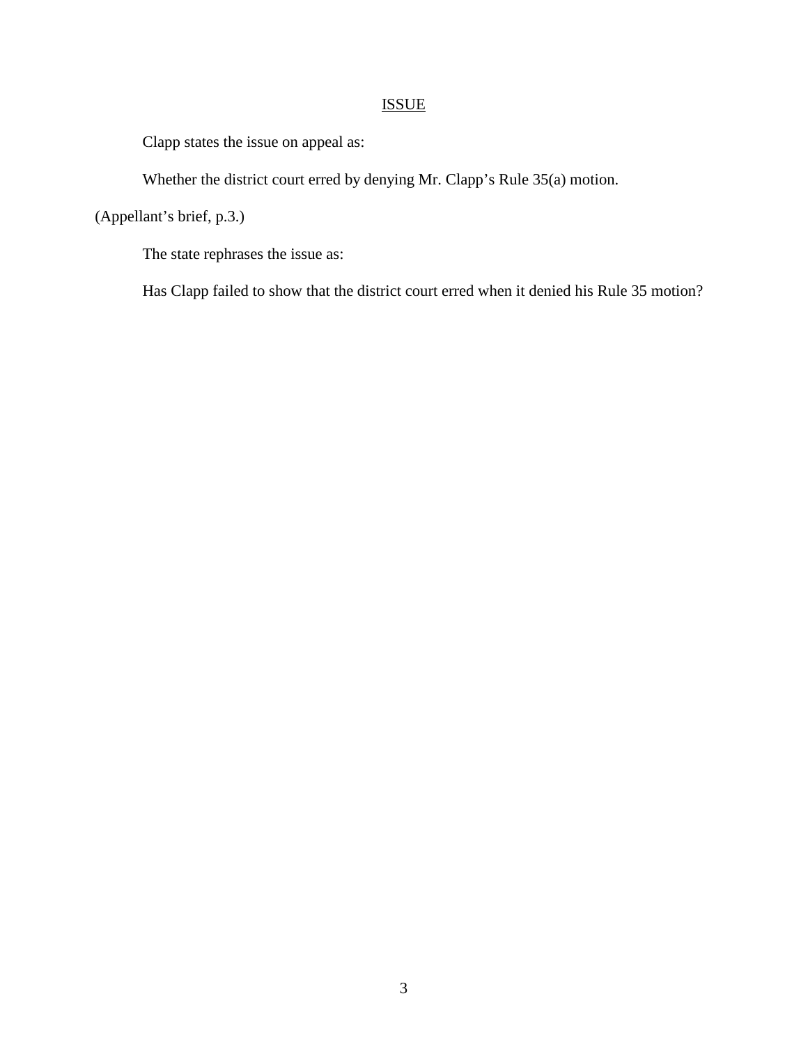## ISSUE

Clapp states the issue on appeal as:

Whether the district court erred by denying Mr. Clapp's Rule 35(a) motion.

(Appellant's brief, p.3.)

The state rephrases the issue as:

Has Clapp failed to show that the district court erred when it denied his Rule 35 motion?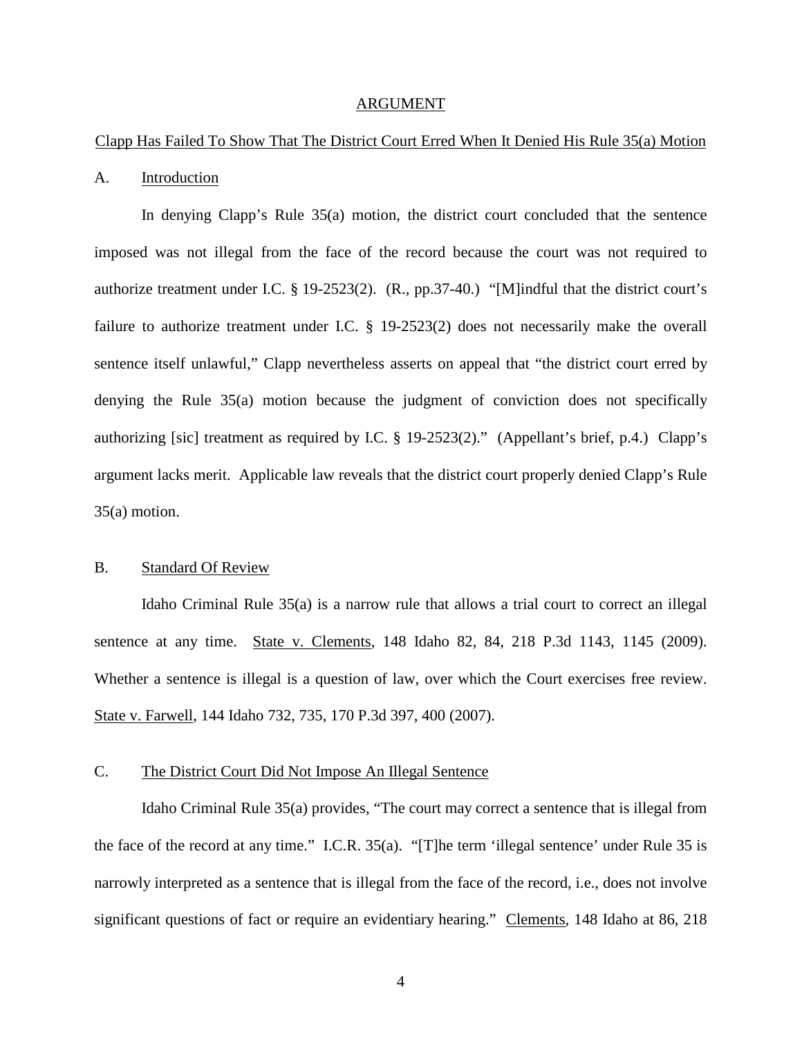## ARGUMENT

Clapp Has Failed To Show That The District Court Erred When It Denied His Rule 35(a) Motion

### A. Introduction

In denying Clapp's Rule 35(a) motion, the district court concluded that the sentence imposed was not illegal from the face of the record because the court was not required to authorize treatment under I.C. § 19-2523(2). (R., pp.37-40.) "[M]indful that the district court's failure to authorize treatment under I.C. § 19-2523(2) does not necessarily make the overall sentence itself unlawful," Clapp nevertheless asserts on appeal that "the district court erred by denying the Rule 35(a) motion because the judgment of conviction does not specifically authorizing [sic] treatment as required by I.C. § 19-2523(2)." (Appellant's brief, p.4.) Clapp's argument lacks merit. Applicable law reveals that the district court properly denied Clapp's Rule 35(a) motion.

### B. Standard Of Review

Idaho Criminal Rule 35(a) is a narrow rule that allows a trial court to correct an illegal sentence at any time. State v. Clements, 148 Idaho 82, 84, 218 P.3d 1143, 1145 (2009). Whether a sentence is illegal is a question of law, over which the Court exercises free review. State v. Farwell, 144 Idaho 732, 735, 170 P.3d 397, 400 (2007).

### C. The District Court Did Not Impose An Illegal Sentence

Idaho Criminal Rule 35(a) provides, "The court may correct a sentence that is illegal from the face of the record at any time." I.C.R. 35(a). "[T]he term 'illegal sentence' under Rule 35 is narrowly interpreted as a sentence that is illegal from the face of the record, i.e., does not involve significant questions of fact or require an evidentiary hearing." Clements, 148 Idaho at 86, 218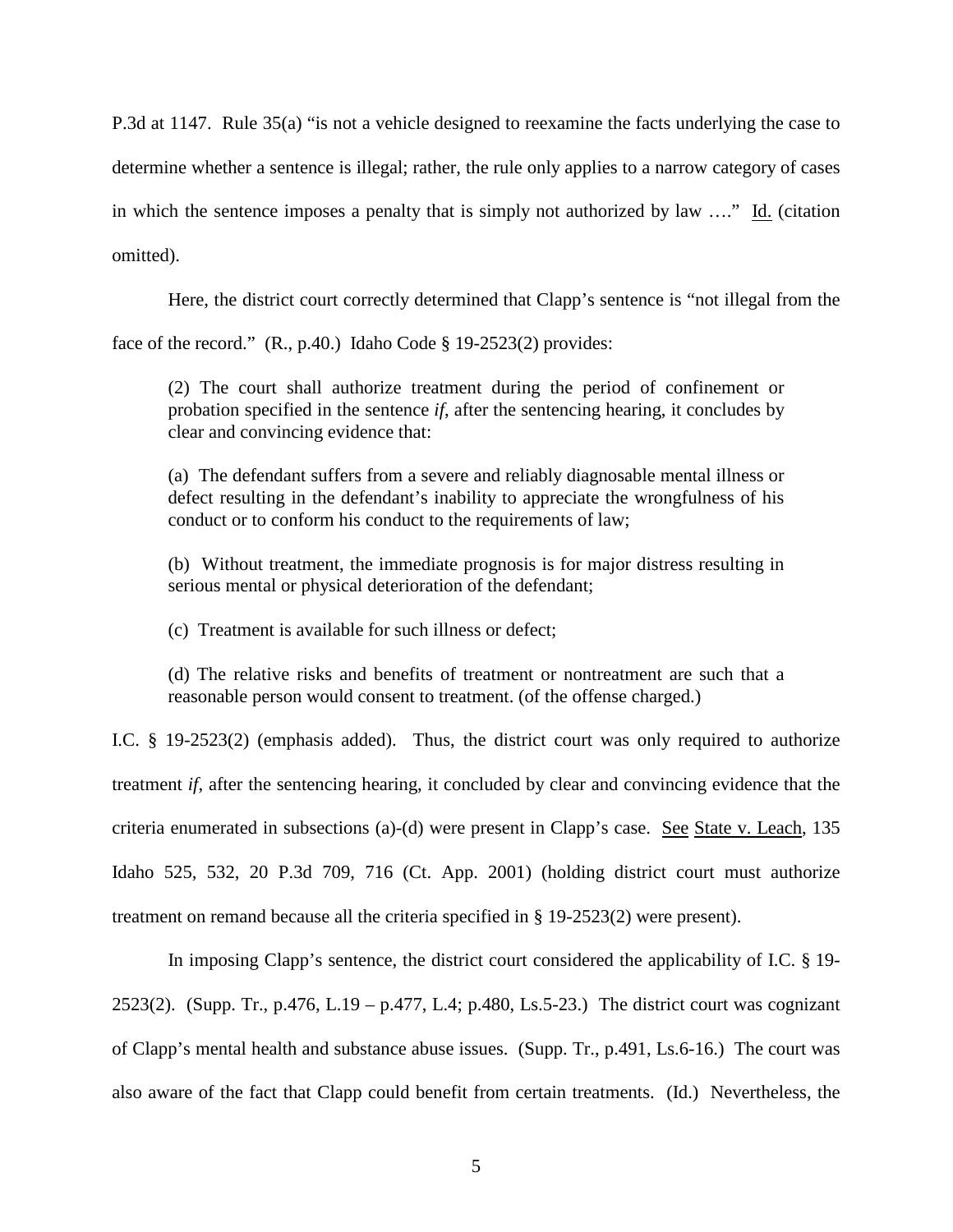P.3d at 1147. Rule 35(a) "is not a vehicle designed to reexamine the facts underlying the case to determine whether a sentence is illegal; rather, the rule only applies to a narrow category of cases in which the sentence imposes a penalty that is simply not authorized by law …." Id. (citation omitted).

Here, the district court correctly determined that Clapp's sentence is "not illegal from the face of the record." (R., p.40.) Idaho Code § 19-2523(2) provides:

> (2) The court shall authorize treatment during the period of confinement or probation specified in the sentence *if*, after the sentencing hearing, it concludes by clear and convincing evidence that:
>
> (a) The defendant suffers from a severe and reliably diagnosable mental illness or defect resulting in the defendant's inability to appreciate the wrongfulness of his conduct or to conform his conduct to the requirements of law;
>
> (b) Without treatment, the immediate prognosis is for major distress resulting in serious mental or physical deterioration of the defendant;
>
> (c) Treatment is available for such illness or defect;
>
> (d) The relative risks and benefits of treatment or nontreatment are such that a reasonable person would consent to treatment. (of the offense charged.)

I.C. § 19-2523(2) (emphasis added). Thus, the district court was only required to authorize treatment *if*, after the sentencing hearing, it concluded by clear and convincing evidence that the criteria enumerated in subsections (a)-(d) were present in Clapp's case. See State v. Leach, 135 Idaho 525, 532, 20 P.3d 709, 716 (Ct. App. 2001) (holding district court must authorize treatment on remand because all the criteria specified in § 19-2523(2) were present).

In imposing Clapp's sentence, the district court considered the applicability of I.C. § 19-2523(2). (Supp. Tr., p.476, L.19 – p.477, L.4; p.480, Ls.5-23.) The district court was cognizant of Clapp's mental health and substance abuse issues. (Supp. Tr., p.491, Ls.6-16.) The court was also aware of the fact that Clapp could benefit from certain treatments. (Id.) Nevertheless, the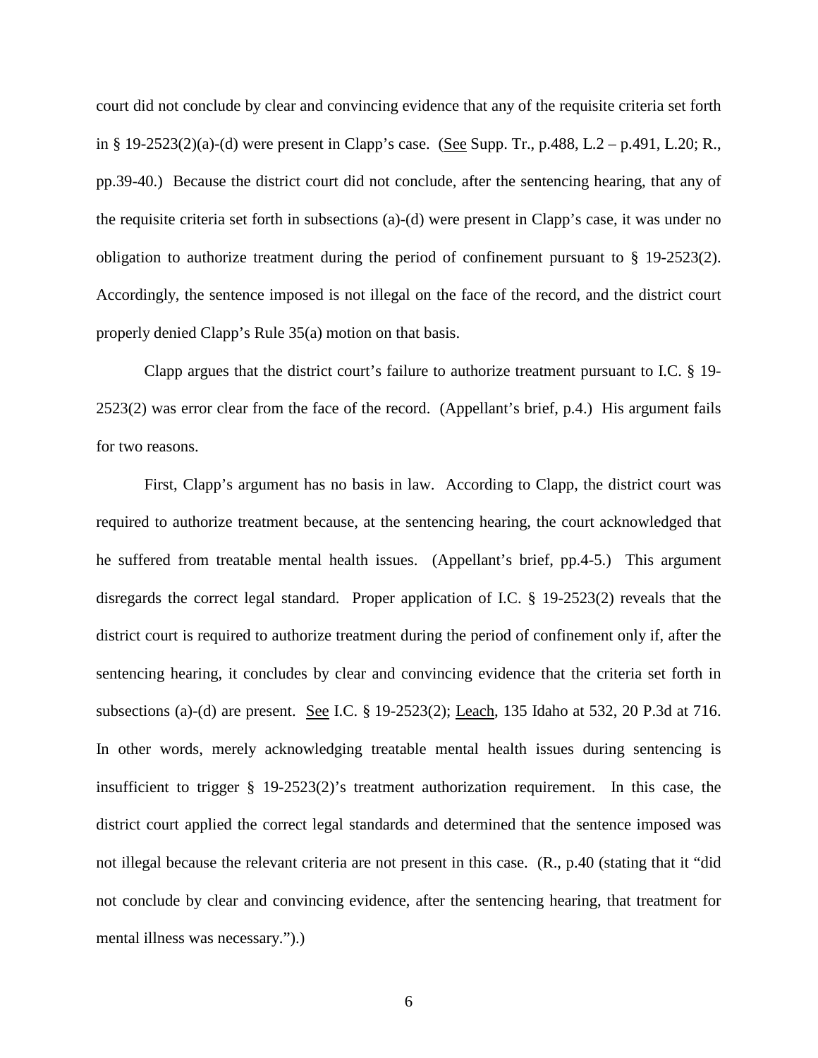court did not conclude by clear and convincing evidence that any of the requisite criteria set forth in § 19-2523(2)(a)-(d) were present in Clapp's case. (See Supp. Tr., p.488, L.2 – p.491, L.20; R., pp.39-40.) Because the district court did not conclude, after the sentencing hearing, that any of the requisite criteria set forth in subsections (a)-(d) were present in Clapp's case, it was under no obligation to authorize treatment during the period of confinement pursuant to § 19-2523(2). Accordingly, the sentence imposed is not illegal on the face of the record, and the district court properly denied Clapp's Rule 35(a) motion on that basis.

Clapp argues that the district court's failure to authorize treatment pursuant to I.C. § 19-2523(2) was error clear from the face of the record. (Appellant's brief, p.4.) His argument fails for two reasons.

First, Clapp's argument has no basis in law. According to Clapp, the district court was required to authorize treatment because, at the sentencing hearing, the court acknowledged that he suffered from treatable mental health issues. (Appellant's brief, pp.4-5.) This argument disregards the correct legal standard. Proper application of I.C. § 19-2523(2) reveals that the district court is required to authorize treatment during the period of confinement only if, after the sentencing hearing, it concludes by clear and convincing evidence that the criteria set forth in subsections (a)-(d) are present. See I.C. § 19-2523(2); Leach, 135 Idaho at 532, 20 P.3d at 716. In other words, merely acknowledging treatable mental health issues during sentencing is insufficient to trigger § 19-2523(2)'s treatment authorization requirement. In this case, the district court applied the correct legal standards and determined that the sentence imposed was not illegal because the relevant criteria are not present in this case. (R., p.40 (stating that it "did not conclude by clear and convincing evidence, after the sentencing hearing, that treatment for mental illness was necessary.").)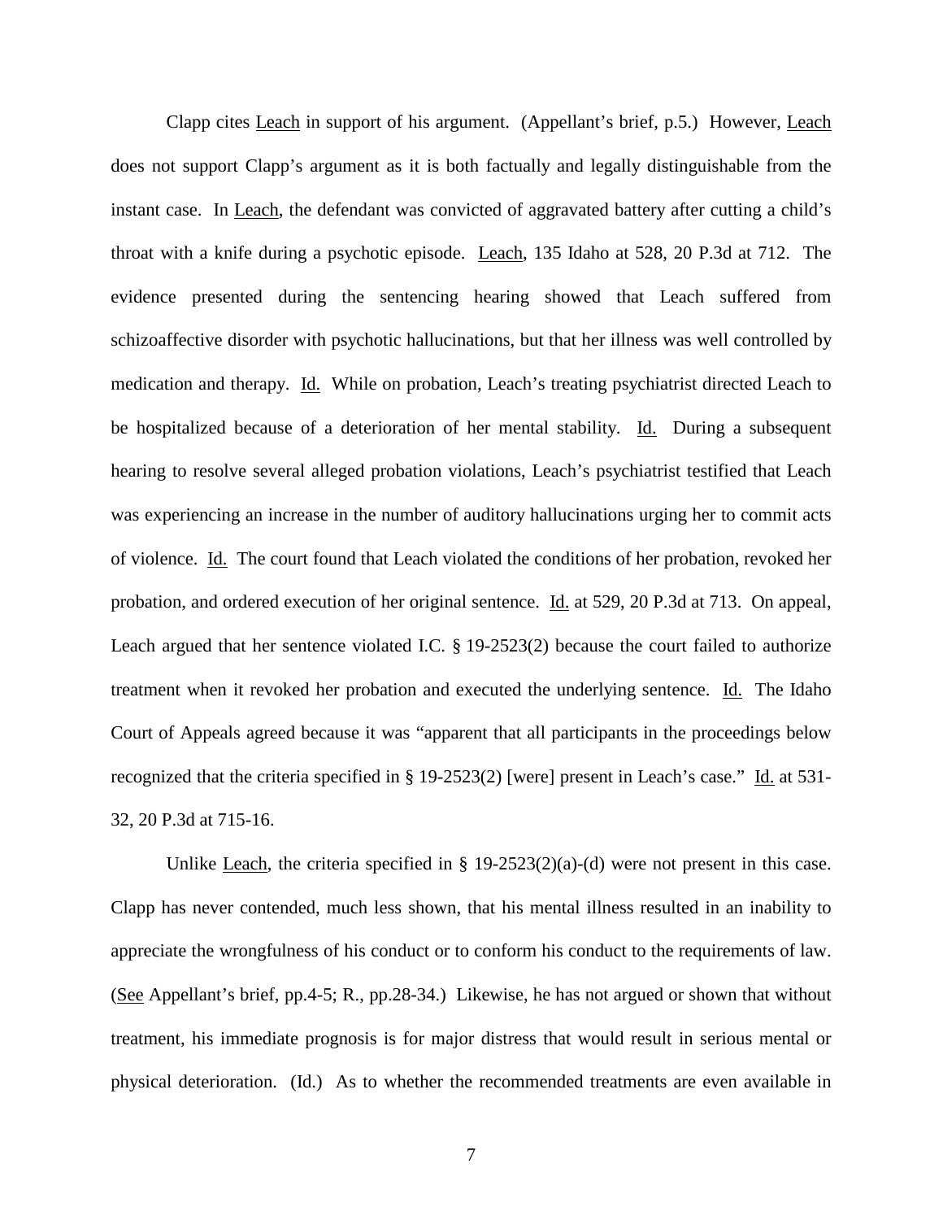Clapp cites Leach in support of his argument. (Appellant's brief, p.5.) However, Leach does not support Clapp's argument as it is both factually and legally distinguishable from the instant case. In Leach, the defendant was convicted of aggravated battery after cutting a child's throat with a knife during a psychotic episode. Leach, 135 Idaho at 528, 20 P.3d at 712. The evidence presented during the sentencing hearing showed that Leach suffered from schizoaffective disorder with psychotic hallucinations, but that her illness was well controlled by medication and therapy. Id. While on probation, Leach's treating psychiatrist directed Leach to be hospitalized because of a deterioration of her mental stability. Id. During a subsequent hearing to resolve several alleged probation violations, Leach's psychiatrist testified that Leach was experiencing an increase in the number of auditory hallucinations urging her to commit acts of violence. Id. The court found that Leach violated the conditions of her probation, revoked her probation, and ordered execution of her original sentence. Id. at 529, 20 P.3d at 713. On appeal, Leach argued that her sentence violated I.C. § 19-2523(2) because the court failed to authorize treatment when it revoked her probation and executed the underlying sentence. Id. The Idaho Court of Appeals agreed because it was "apparent that all participants in the proceedings below recognized that the criteria specified in § 19-2523(2) [were] present in Leach's case." Id. at 531-32, 20 P.3d at 715-16.

Unlike Leach, the criteria specified in § 19-2523(2)(a)-(d) were not present in this case. Clapp has never contended, much less shown, that his mental illness resulted in an inability to appreciate the wrongfulness of his conduct or to conform his conduct to the requirements of law. (See Appellant's brief, pp.4-5; R., pp.28-34.) Likewise, he has not argued or shown that without treatment, his immediate prognosis is for major distress that would result in serious mental or physical deterioration. (Id.) As to whether the recommended treatments are even available in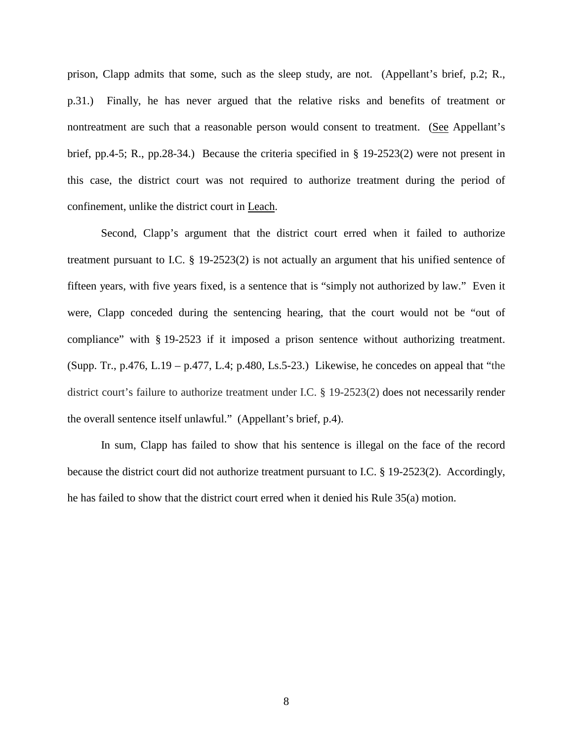prison, Clapp admits that some, such as the sleep study, are not. (Appellant's brief, p.2; R., p.31.) Finally, he has never argued that the relative risks and benefits of treatment or nontreatment are such that a reasonable person would consent to treatment. (See Appellant's brief, pp.4-5; R., pp.28-34.) Because the criteria specified in § 19-2523(2) were not present in this case, the district court was not required to authorize treatment during the period of confinement, unlike the district court in Leach.

Second, Clapp's argument that the district court erred when it failed to authorize treatment pursuant to I.C. § 19-2523(2) is not actually an argument that his unified sentence of fifteen years, with five years fixed, is a sentence that is "simply not authorized by law." Even it were, Clapp conceded during the sentencing hearing, that the court would not be "out of compliance" with § 19-2523 if it imposed a prison sentence without authorizing treatment. (Supp. Tr., p.476, L.19 – p.477, L.4; p.480, Ls.5-23.) Likewise, he concedes on appeal that "the district court's failure to authorize treatment under I.C. § 19-2523(2) does not necessarily render the overall sentence itself unlawful." (Appellant's brief, p.4).

In sum, Clapp has failed to show that his sentence is illegal on the face of the record because the district court did not authorize treatment pursuant to I.C. § 19-2523(2). Accordingly, he has failed to show that the district court erred when it denied his Rule 35(a) motion.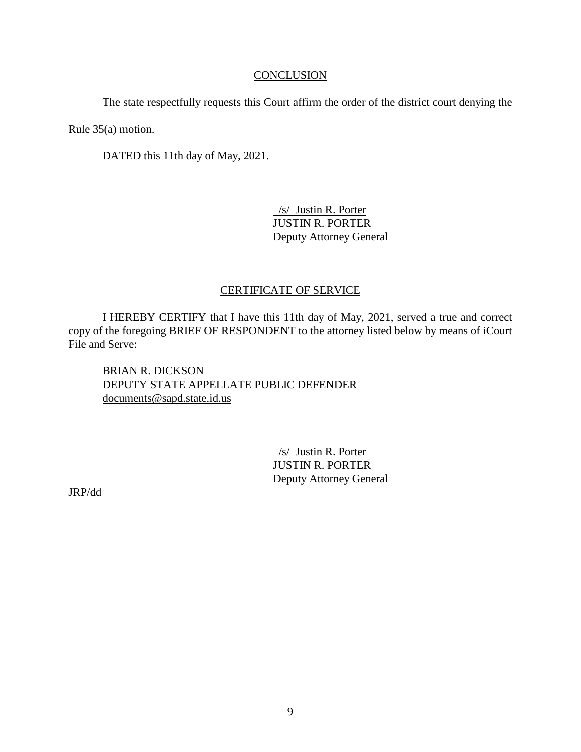## CONCLUSION

The state respectfully requests this Court affirm the order of the district court denying the Rule 35(a) motion.

DATED this 11th day of May, 2021.

/s/ Justin R. Porter
JUSTIN R. PORTER
Deputy Attorney General

## CERTIFICATE OF SERVICE

I HEREBY CERTIFY that I have this 11th day of May, 2021, served a true and correct copy of the foregoing BRIEF OF RESPONDENT to the attorney listed below by means of iCourt File and Serve:

BRIAN R. DICKSON
DEPUTY STATE APPELLATE PUBLIC DEFENDER
documents@sapd.state.id.us

/s/ Justin R. Porter
JUSTIN R. PORTER
Deputy Attorney General

JRP/dd